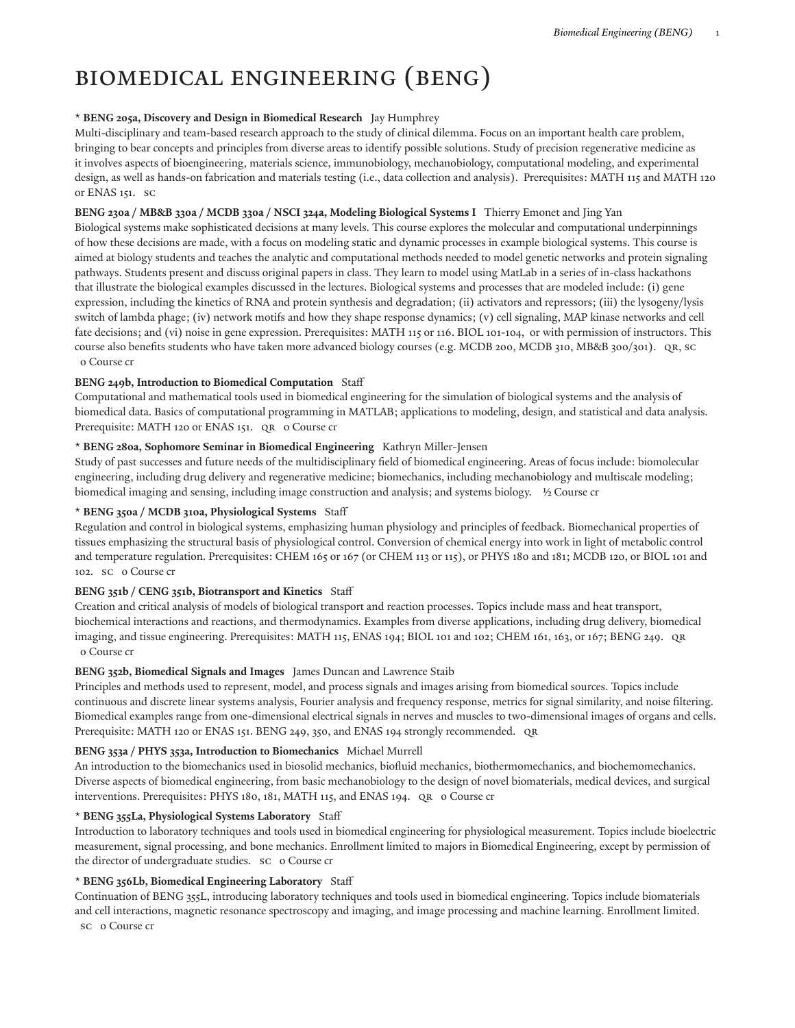# BIOMEDICAL ENGINEERING (BENG)

**\* BENG 205a, Discovery and Design in Biomedical Research** Jay Humphrey
Multi-disciplinary and team-based research approach to the study of clinical dilemma. Focus on an important health care problem, bringing to bear concepts and principles from diverse areas to identify possible solutions. Study of precision regenerative medicine as it involves aspects of bioengineering, materials science, immunobiology, mechanobiology, computational modeling, and experimental design, as well as hands-on fabrication and materials testing (i.e., data collection and analysis). Prerequisites: MATH 115 and MATH 120 or ENAS 151. SC

**BENG 230a / MB&B 330a / MCDB 330a / NSCI 324a, Modeling Biological Systems I** Thierry Emonet and Jing Yan
Biological systems make sophisticated decisions at many levels. This course explores the molecular and computational underpinnings of how these decisions are made, with a focus on modeling static and dynamic processes in example biological systems. This course is aimed at biology students and teaches the analytic and computational methods needed to model genetic networks and protein signaling pathways. Students present and discuss original papers in class. They learn to model using MatLab in a series of in-class hackathons that illustrate the biological examples discussed in the lectures. Biological systems and processes that are modeled include: (i) gene expression, including the kinetics of RNA and protein synthesis and degradation; (ii) activators and repressors; (iii) the lysogeny/lysis switch of lambda phage; (iv) network motifs and how they shape response dynamics; (v) cell signaling, MAP kinase networks and cell fate decisions; and (vi) noise in gene expression. Prerequisites: MATH 115 or 116. BIOL 101-104, or with permission of instructors. This course also benefits students who have taken more advanced biology courses (e.g. MCDB 200, MCDB 310, MB&B 300/301). QR, SC 0 Course cr

**BENG 249b, Introduction to Biomedical Computation** Staff
Computational and mathematical tools used in biomedical engineering for the simulation of biological systems and the analysis of biomedical data. Basics of computational programming in MATLAB; applications to modeling, design, and statistical and data analysis. Prerequisite: MATH 120 or ENAS 151. QR 0 Course cr

**\* BENG 280a, Sophomore Seminar in Biomedical Engineering** Kathryn Miller-Jensen
Study of past successes and future needs of the multidisciplinary field of biomedical engineering. Areas of focus include: biomolecular engineering, including drug delivery and regenerative medicine; biomechanics, including mechanobiology and multiscale modeling; biomedical imaging and sensing, including image construction and analysis; and systems biology. ½ Course cr

**\* BENG 350a / MCDB 310a, Physiological Systems** Staff
Regulation and control in biological systems, emphasizing human physiology and principles of feedback. Biomechanical properties of tissues emphasizing the structural basis of physiological control. Conversion of chemical energy into work in light of metabolic control and temperature regulation. Prerequisites: CHEM 165 or 167 (or CHEM 113 or 115), or PHYS 180 and 181; MCDB 120, or BIOL 101 and 102. SC 0 Course cr

**BENG 351b / CENG 351b, Biotransport and Kinetics** Staff
Creation and critical analysis of models of biological transport and reaction processes. Topics include mass and heat transport, biochemical interactions and reactions, and thermodynamics. Examples from diverse applications, including drug delivery, biomedical imaging, and tissue engineering. Prerequisites: MATH 115, ENAS 194; BIOL 101 and 102; CHEM 161, 163, or 167; BENG 249. QR 0 Course cr

**BENG 352b, Biomedical Signals and Images** James Duncan and Lawrence Staib
Principles and methods used to represent, model, and process signals and images arising from biomedical sources. Topics include continuous and discrete linear systems analysis, Fourier analysis and frequency response, metrics for signal similarity, and noise filtering. Biomedical examples range from one-dimensional electrical signals in nerves and muscles to two-dimensional images of organs and cells. Prerequisite: MATH 120 or ENAS 151. BENG 249, 350, and ENAS 194 strongly recommended. QR

**BENG 353a / PHYS 353a, Introduction to Biomechanics** Michael Murrell
An introduction to the biomechanics used in biosolid mechanics, biofluid mechanics, biothermomechanics, and biochemomechanics. Diverse aspects of biomedical engineering, from basic mechanobiology to the design of novel biomaterials, medical devices, and surgical interventions. Prerequisites: PHYS 180, 181, MATH 115, and ENAS 194. QR 0 Course cr

**\* BENG 355La, Physiological Systems Laboratory** Staff
Introduction to laboratory techniques and tools used in biomedical engineering for physiological measurement. Topics include bioelectric measurement, signal processing, and bone mechanics. Enrollment limited to majors in Biomedical Engineering, except by permission of the director of undergraduate studies. SC 0 Course cr

**\* BENG 356Lb, Biomedical Engineering Laboratory** Staff
Continuation of BENG 355L, introducing laboratory techniques and tools used in biomedical engineering. Topics include biomaterials and cell interactions, magnetic resonance spectroscopy and imaging, and image processing and machine learning. Enrollment limited. SC 0 Course cr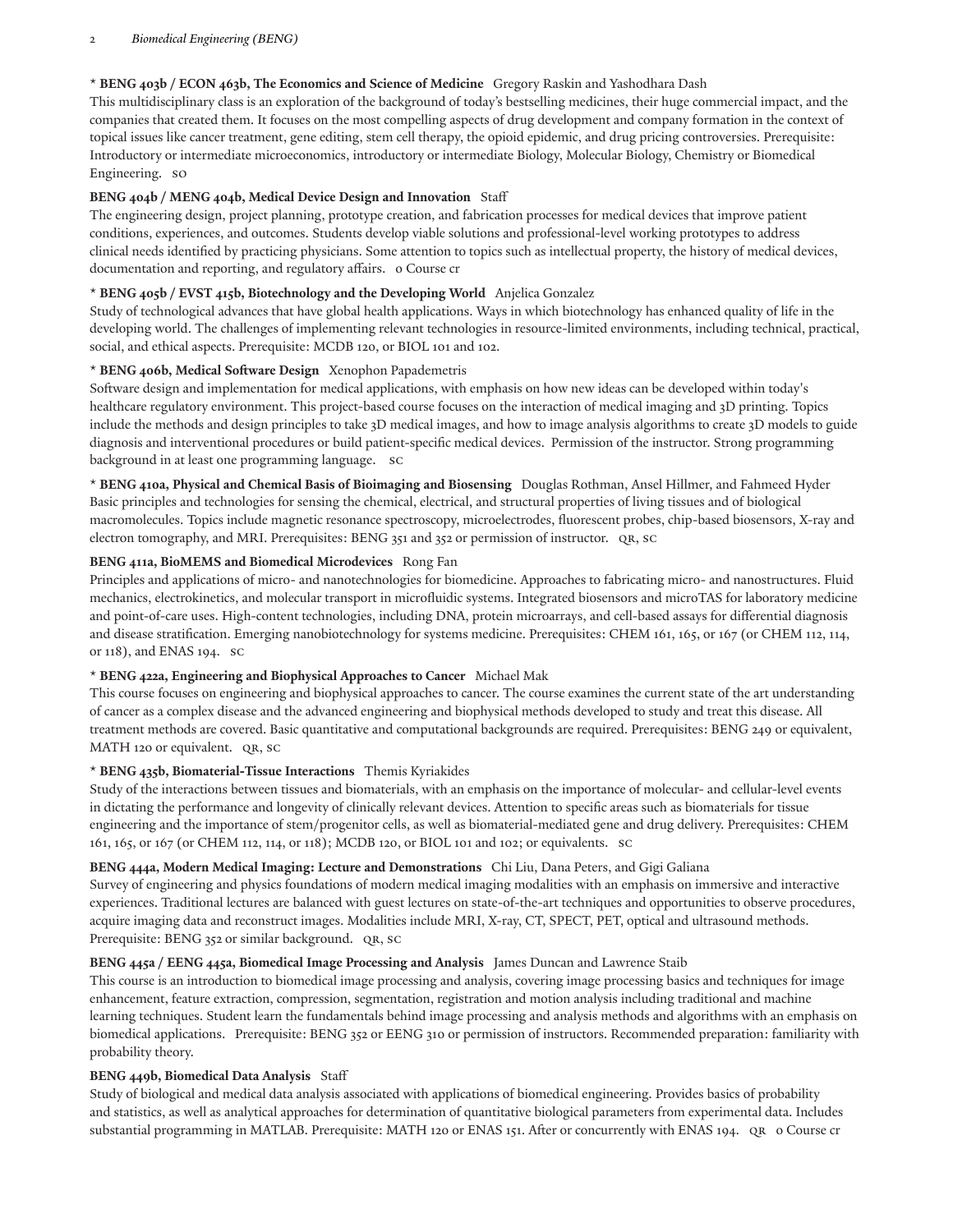**\* BENG 403b / ECON 463b, The Economics and Science of Medicine** Gregory Raskin and Yashodhara Dash
This multidisciplinary class is an exploration of the background of today's bestselling medicines, their huge commercial impact, and the companies that created them. It focuses on the most compelling aspects of drug development and company formation in the context of topical issues like cancer treatment, gene editing, stem cell therapy, the opioid epidemic, and drug pricing controversies. Prerequisite: Introductory or intermediate microeconomics, introductory or intermediate Biology, Molecular Biology, Chemistry or Biomedical Engineering. SO

**BENG 404b / MENG 404b, Medical Device Design and Innovation** Staff
The engineering design, project planning, prototype creation, and fabrication processes for medical devices that improve patient conditions, experiences, and outcomes. Students develop viable solutions and professional-level working prototypes to address clinical needs identified by practicing physicians. Some attention to topics such as intellectual property, the history of medical devices, documentation and reporting, and regulatory affairs. 0 Course cr

**\* BENG 405b / EVST 415b, Biotechnology and the Developing World** Anjelica Gonzalez
Study of technological advances that have global health applications. Ways in which biotechnology has enhanced quality of life in the developing world. The challenges of implementing relevant technologies in resource-limited environments, including technical, practical, social, and ethical aspects. Prerequisite: MCDB 120, or BIOL 101 and 102.

**\* BENG 406b, Medical Software Design** Xenophon Papademetris
Software design and implementation for medical applications, with emphasis on how new ideas can be developed within today's healthcare regulatory environment. This project-based course focuses on the interaction of medical imaging and 3D printing. Topics include the methods and design principles to take 3D medical images, and how to image analysis algorithms to create 3D models to guide diagnosis and interventional procedures or build patient-specific medical devices. Permission of the instructor. Strong programming background in at least one programming language. SC

**\* BENG 410a, Physical and Chemical Basis of Bioimaging and Biosensing** Douglas Rothman, Ansel Hillmer, and Fahmeed Hyder
Basic principles and technologies for sensing the chemical, electrical, and structural properties of living tissues and of biological macromolecules. Topics include magnetic resonance spectroscopy, microelectrodes, fluorescent probes, chip-based biosensors, X-ray and electron tomography, and MRI. Prerequisites: BENG 351 and 352 or permission of instructor. QR, SC

**BENG 411a, BioMEMS and Biomedical Microdevices** Rong Fan
Principles and applications of micro- and nanotechnologies for biomedicine. Approaches to fabricating micro- and nanostructures. Fluid mechanics, electrokinetics, and molecular transport in microfluidic systems. Integrated biosensors and microTAS for laboratory medicine and point-of-care uses. High-content technologies, including DNA, protein microarrays, and cell-based assays for differential diagnosis and disease stratification. Emerging nanobiotechnology for systems medicine. Prerequisites: CHEM 161, 165, or 167 (or CHEM 112, 114, or 118), and ENAS 194. SC

**\* BENG 422a, Engineering and Biophysical Approaches to Cancer** Michael Mak
This course focuses on engineering and biophysical approaches to cancer. The course examines the current state of the art understanding of cancer as a complex disease and the advanced engineering and biophysical methods developed to study and treat this disease. All treatment methods are covered. Basic quantitative and computational backgrounds are required. Prerequisites: BENG 249 or equivalent, MATH 120 or equivalent. QR, SC

**\* BENG 435b, Biomaterial-Tissue Interactions** Themis Kyriakides
Study of the interactions between tissues and biomaterials, with an emphasis on the importance of molecular- and cellular-level events in dictating the performance and longevity of clinically relevant devices. Attention to specific areas such as biomaterials for tissue engineering and the importance of stem/progenitor cells, as well as biomaterial-mediated gene and drug delivery. Prerequisites: CHEM 161, 165, or 167 (or CHEM 112, 114, or 118); MCDB 120, or BIOL 101 and 102; or equivalents. SC

**BENG 444a, Modern Medical Imaging: Lecture and Demonstrations** Chi Liu, Dana Peters, and Gigi Galiana
Survey of engineering and physics foundations of modern medical imaging modalities with an emphasis on immersive and interactive experiences. Traditional lectures are balanced with guest lectures on state-of-the-art techniques and opportunities to observe procedures, acquire imaging data and reconstruct images. Modalities include MRI, X-ray, CT, SPECT, PET, optical and ultrasound methods. Prerequisite: BENG 352 or similar background. QR, SC

**BENG 445a / EENG 445a, Biomedical Image Processing and Analysis** James Duncan and Lawrence Staib
This course is an introduction to biomedical image processing and analysis, covering image processing basics and techniques for image enhancement, feature extraction, compression, segmentation, registration and motion analysis including traditional and machine learning techniques. Student learn the fundamentals behind image processing and analysis methods and algorithms with an emphasis on biomedical applications. Prerequisite: BENG 352 or EENG 310 or permission of instructors. Recommended preparation: familiarity with probability theory.

**BENG 449b, Biomedical Data Analysis** Staff
Study of biological and medical data analysis associated with applications of biomedical engineering. Provides basics of probability and statistics, as well as analytical approaches for determination of quantitative biological parameters from experimental data. Includes substantial programming in MATLAB. Prerequisite: MATH 120 or ENAS 151. After or concurrently with ENAS 194. QR 0 Course cr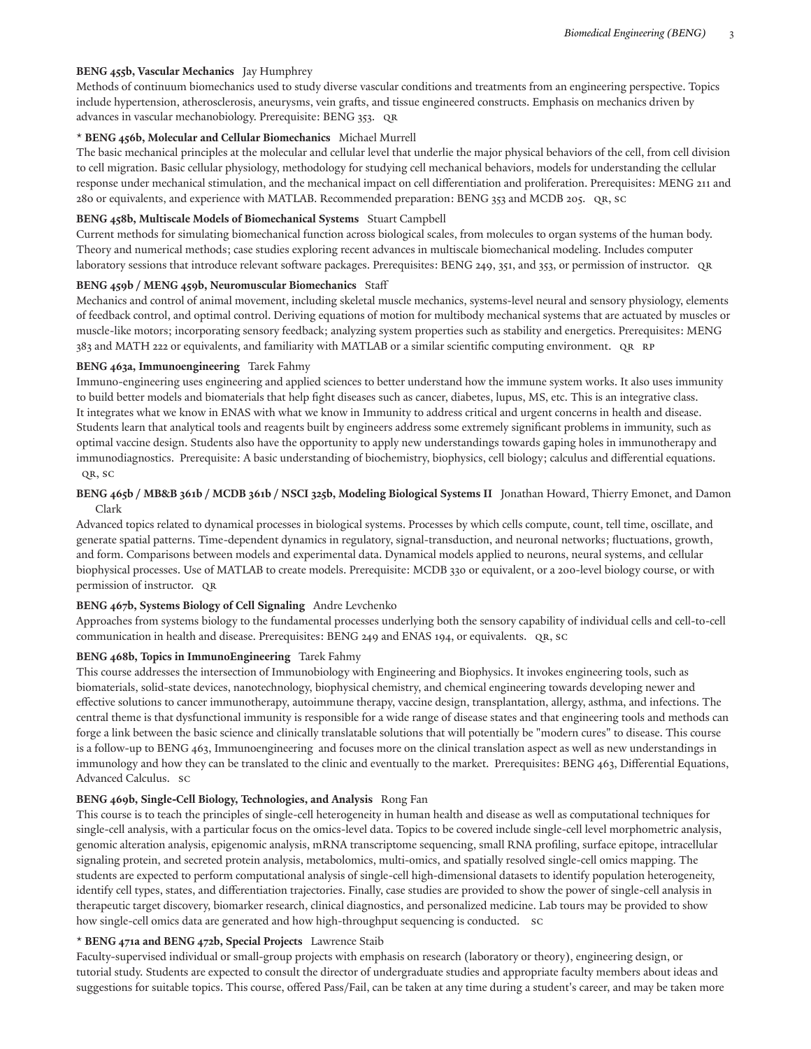**BENG 455b, Vascular Mechanics** Jay Humphrey
Methods of continuum biomechanics used to study diverse vascular conditions and treatments from an engineering perspective. Topics include hypertension, atherosclerosis, aneurysms, vein grafts, and tissue engineered constructs. Emphasis on mechanics driven by advances in vascular mechanobiology. Prerequisite: BENG 353. QR

**\* BENG 456b, Molecular and Cellular Biomechanics** Michael Murrell
The basic mechanical principles at the molecular and cellular level that underlie the major physical behaviors of the cell, from cell division to cell migration. Basic cellular physiology, methodology for studying cell mechanical behaviors, models for understanding the cellular response under mechanical stimulation, and the mechanical impact on cell differentiation and proliferation. Prerequisites: MENG 211 and 280 or equivalents, and experience with MATLAB. Recommended preparation: BENG 353 and MCDB 205. QR, SC

**BENG 458b, Multiscale Models of Biomechanical Systems** Stuart Campbell
Current methods for simulating biomechanical function across biological scales, from molecules to organ systems of the human body. Theory and numerical methods; case studies exploring recent advances in multiscale biomechanical modeling. Includes computer laboratory sessions that introduce relevant software packages. Prerequisites: BENG 249, 351, and 353, or permission of instructor. QR

**BENG 459b / MENG 459b, Neuromuscular Biomechanics** Staff
Mechanics and control of animal movement, including skeletal muscle mechanics, systems-level neural and sensory physiology, elements of feedback control, and optimal control. Deriving equations of motion for multibody mechanical systems that are actuated by muscles or muscle-like motors; incorporating sensory feedback; analyzing system properties such as stability and energetics. Prerequisites: MENG 383 and MATH 222 or equivalents, and familiarity with MATLAB or a similar scientific computing environment. QR RP

**BENG 463a, Immunoengineering** Tarek Fahmy
Immuno-engineering uses engineering and applied sciences to better understand how the immune system works. It also uses immunity to build better models and biomaterials that help fight diseases such as cancer, diabetes, lupus, MS, etc. This is an integrative class. It integrates what we know in ENAS with what we know in Immunity to address critical and urgent concerns in health and disease. Students learn that analytical tools and reagents built by engineers address some extremely significant problems in immunity, such as optimal vaccine design. Students also have the opportunity to apply new understandings towards gaping holes in immunotherapy and immunodiagnostics. Prerequisite: A basic understanding of biochemistry, biophysics, cell biology; calculus and differential equations. QR, SC

**BENG 465b / MB&B 361b / MCDB 361b / NSCI 325b, Modeling Biological Systems II** Jonathan Howard, Thierry Emonet, and Damon Clark
Advanced topics related to dynamical processes in biological systems. Processes by which cells compute, count, tell time, oscillate, and generate spatial patterns. Time-dependent dynamics in regulatory, signal-transduction, and neuronal networks; fluctuations, growth, and form. Comparisons between models and experimental data. Dynamical models applied to neurons, neural systems, and cellular biophysical processes. Use of MATLAB to create models. Prerequisite: MCDB 330 or equivalent, or a 200-level biology course, or with permission of instructor. QR

**BENG 467b, Systems Biology of Cell Signaling** Andre Levchenko
Approaches from systems biology to the fundamental processes underlying both the sensory capability of individual cells and cell-to-cell communication in health and disease. Prerequisites: BENG 249 and ENAS 194, or equivalents. QR, SC

**BENG 468b, Topics in ImmunoEngineering** Tarek Fahmy
This course addresses the intersection of Immunobiology with Engineering and Biophysics. It invokes engineering tools, such as biomaterials, solid-state devices, nanotechnology, biophysical chemistry, and chemical engineering towards developing newer and effective solutions to cancer immunotherapy, autoimmune therapy, vaccine design, transplantation, allergy, asthma, and infections. The central theme is that dysfunctional immunity is responsible for a wide range of disease states and that engineering tools and methods can forge a link between the basic science and clinically translatable solutions that will potentially be "modern cures" to disease. This course is a follow-up to BENG 463, Immunoengineering and focuses more on the clinical translation aspect as well as new understandings in immunology and how they can be translated to the clinic and eventually to the market. Prerequisites: BENG 463, Differential Equations, Advanced Calculus. SC

**BENG 469b, Single-Cell Biology, Technologies, and Analysis** Rong Fan
This course is to teach the principles of single-cell heterogeneity in human health and disease as well as computational techniques for single-cell analysis, with a particular focus on the omics-level data. Topics to be covered include single-cell level morphometric analysis, genomic alteration analysis, epigenomic analysis, mRNA transcriptome sequencing, small RNA profiling, surface epitope, intracellular signaling protein, and secreted protein analysis, metabolomics, multi-omics, and spatially resolved single-cell omics mapping. The students are expected to perform computational analysis of single-cell high-dimensional datasets to identify population heterogeneity, identify cell types, states, and differentiation trajectories. Finally, case studies are provided to show the power of single-cell analysis in therapeutic target discovery, biomarker research, clinical diagnostics, and personalized medicine. Lab tours may be provided to show how single-cell omics data are generated and how high-throughput sequencing is conducted. SC

**\* BENG 471a and BENG 472b, Special Projects** Lawrence Staib
Faculty-supervised individual or small-group projects with emphasis on research (laboratory or theory), engineering design, or tutorial study. Students are expected to consult the director of undergraduate studies and appropriate faculty members about ideas and suggestions for suitable topics. This course, offered Pass/Fail, can be taken at any time during a student's career, and may be taken more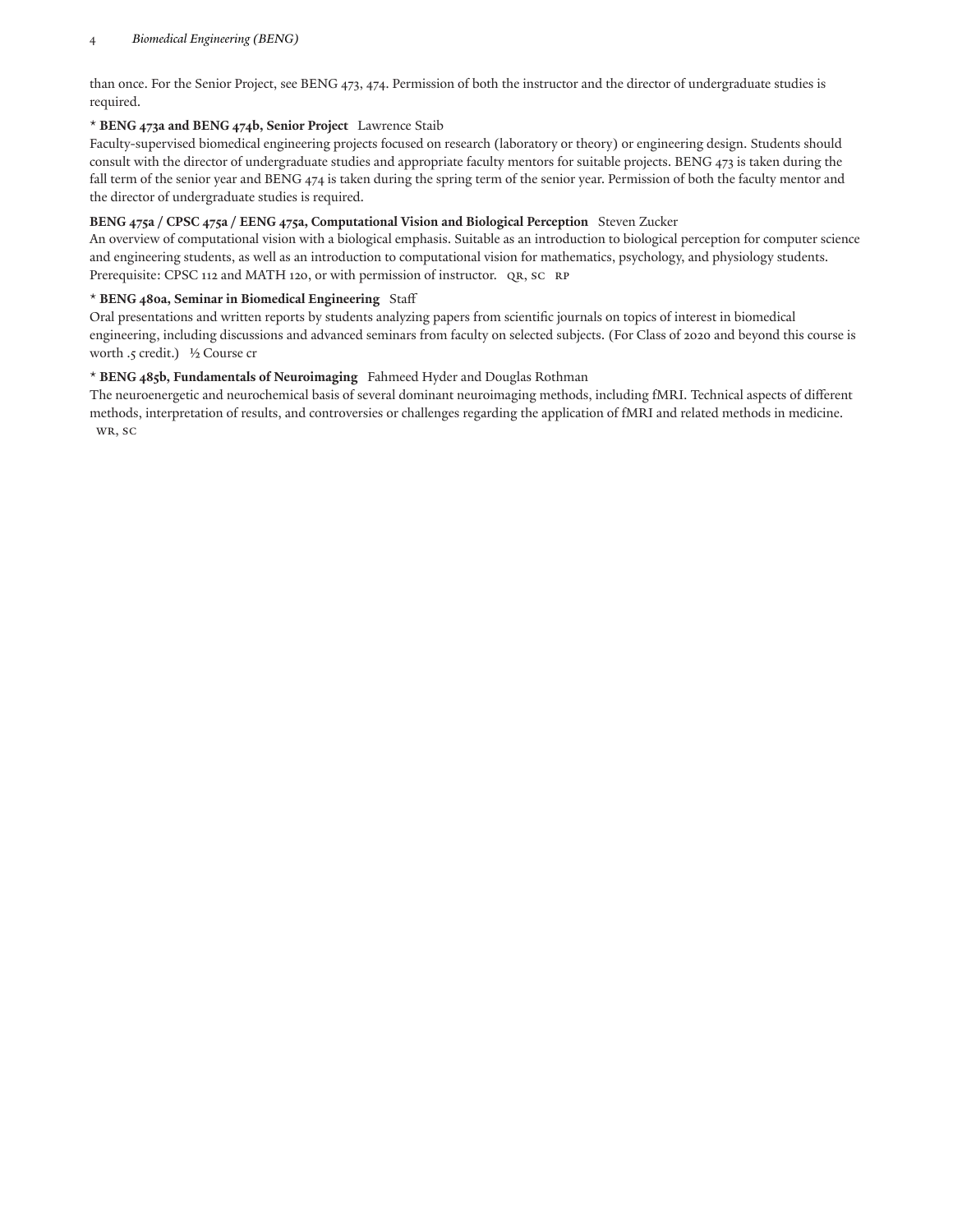than once. For the Senior Project, see BENG 473, 474. Permission of both the instructor and the director of undergraduate studies is required.

**\* BENG 473a and BENG 474b, Senior Project** Lawrence Staib
Faculty-supervised biomedical engineering projects focused on research (laboratory or theory) or engineering design. Students should consult with the director of undergraduate studies and appropriate faculty mentors for suitable projects. BENG 473 is taken during the fall term of the senior year and BENG 474 is taken during the spring term of the senior year. Permission of both the faculty mentor and the director of undergraduate studies is required.

**BENG 475a / CPSC 475a / EENG 475a, Computational Vision and Biological Perception** Steven Zucker
An overview of computational vision with a biological emphasis. Suitable as an introduction to biological perception for computer science and engineering students, as well as an introduction to computational vision for mathematics, psychology, and physiology students. Prerequisite: CPSC 112 and MATH 120, or with permission of instructor. QR, SC RP

**\* BENG 480a, Seminar in Biomedical Engineering** Staff
Oral presentations and written reports by students analyzing papers from scientific journals on topics of interest in biomedical engineering, including discussions and advanced seminars from faculty on selected subjects. (For Class of 2020 and beyond this course is worth .5 credit.) ½ Course cr

**\* BENG 485b, Fundamentals of Neuroimaging** Fahmeed Hyder and Douglas Rothman
The neuroenergetic and neurochemical basis of several dominant neuroimaging methods, including fMRI. Technical aspects of different methods, interpretation of results, and controversies or challenges regarding the application of fMRI and related methods in medicine. WR, SC